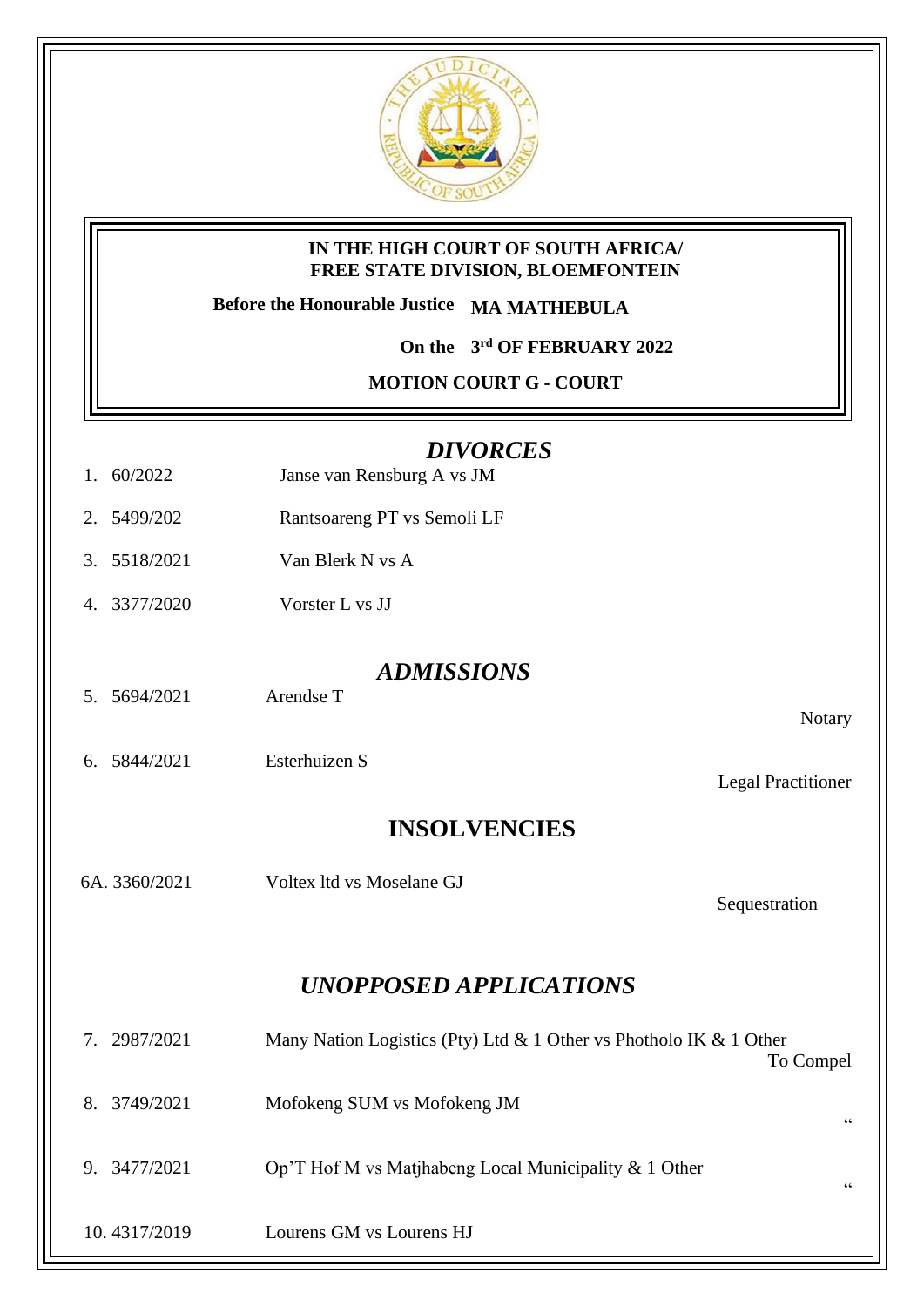**IN THE HIGH COURT OF SOUTH AFRICA/**
**FREE STATE DIVISION, BLOEMFONTEIN**

**Before the Honourable Justice MA MATHEBULA**

**On the 3rd OF FEBRUARY 2022**

**MOTION COURT G - COURT**

## *DIVORCES*

| | | |
|---|---|---|
| 1. | 60/2022 | Janse van Rensburg A vs JM |
| 2. | 5499/202 | Rantsoareng PT vs Semoli LF |
| 3. | 5518/2021 | Van Blerk N vs A |
| 4. | 3377/2020 | Vorster L vs JJ |

## *ADMISSIONS*

| | | | |
|---|---|---|---|
| 5. | 5694/2021 | Arendse T | Notary |
| 6. | 5844/2021 | Esterhuizen S | Legal Practitioner |

## INSOLVENCIES

| | | | |
|---|---|---|---|
| 6A. | 3360/2021 | Voltex ltd vs Moselane GJ | Sequestration |

## *UNOPPOSED APPLICATIONS*

| | | | |
|---|---|---|---|
| 7. | 2987/2021 | Many Nation Logistics (Pty) Ltd & 1 Other vs Photholo IK & 1 Other | To Compel |
| 8. | 3749/2021 | Mofokeng SUM vs Mofokeng JM | " |
| 9. | 3477/2021 | Op'T Hof M vs Matjhabeng Local Municipality & 1 Other | " |
| 10. | 4317/2019 | Lourens GM vs Lourens HJ | |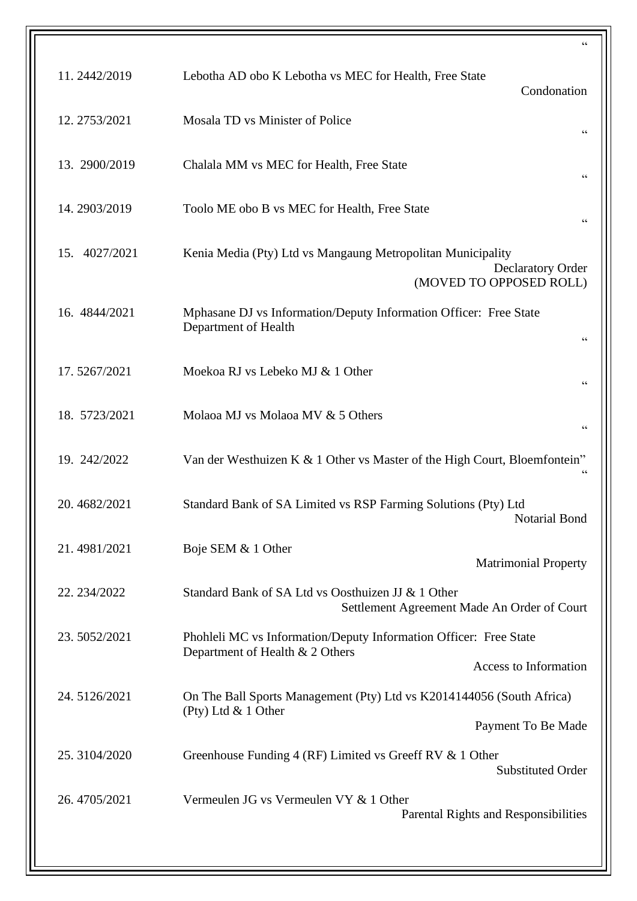"

| | | |
|---|---|---|
| 11. 2442/2019 | Lebotha AD obo K Lebotha vs MEC for Health, Free State | Condonation |
| 12. 2753/2021 | Mosala TD vs Minister of Police | " |
| 13. 2900/2019 | Chalala MM vs MEC for Health, Free State | " |
| 14. 2903/2019 | Toolo ME obo B vs MEC for Health, Free State | " |
| 15. 4027/2021 | Kenia Media (Pty) Ltd vs Mangaung Metropolitan Municipality | Declaratory Order (MOVED TO OPPOSED ROLL) |
| 16. 4844/2021 | Mphasane DJ vs Information/Deputy Information Officer: Free State Department of Health | " |
| 17. 5267/2021 | Moekoa RJ vs Lebeko MJ & 1 Other | " |
| 18. 5723/2021 | Molaoa MJ vs Molaoa MV & 5 Others | " |
| 19. 242/2022 | Van der Westhuizen K & 1 Other vs Master of the High Court, Bloemfontein" | " |
| 20. 4682/2021 | Standard Bank of SA Limited vs RSP Farming Solutions (Pty) Ltd | Notarial Bond |
| 21. 4981/2021 | Boje SEM & 1 Other | Matrimonial Property |
| 22. 234/2022 | Standard Bank of SA Ltd vs Oosthuizen JJ & 1 Other | Settlement Agreement Made An Order of Court |
| 23. 5052/2021 | Phohleli MC vs Information/Deputy Information Officer: Free State Department of Health & 2 Others | Access to Information |
| 24. 5126/2021 | On The Ball Sports Management (Pty) Ltd vs K2014144056 (South Africa) (Pty) Ltd & 1 Other | Payment To Be Made |
| 25. 3104/2020 | Greenhouse Funding 4 (RF) Limited vs Greeff RV & 1 Other | Substituted Order |
| 26. 4705/2021 | Vermeulen JG vs Vermeulen VY & 1 Other | Parental Rights and Responsibilities |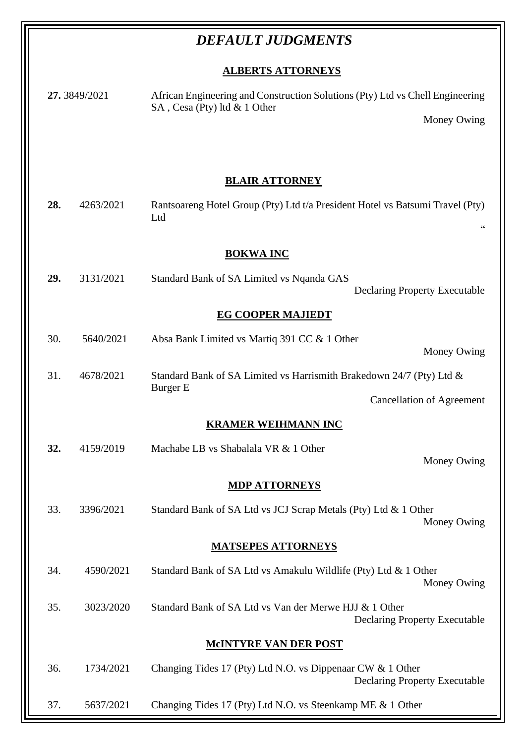# *DEFAULT JUDGMENTS*

## ALBERTS ATTORNEYS

| | | | |
|---|---|---|---|
| **27.** | 3849/2021 | African Engineering and Construction Solutions (Pty) Ltd vs Chell Engineering SA , Cesa (Pty) ltd & 1 Other | Money Owing |

## BLAIR ATTORNEY

| | | | |
|---|---|---|---|
| **28.** | 4263/2021 | Rantsoareng Hotel Group (Pty) Ltd t/a President Hotel vs Batsumi Travel (Pty) Ltd | " |

## BOKWA INC

| | | | |
|---|---|---|---|
| **29.** | 3131/2021 | Standard Bank of SA Limited vs Nqanda GAS | Declaring Property Executable |

## EG COOPER MAJIEDT

| | | | |
|---|---|---|---|
| 30. | 5640/2021 | Absa Bank Limited vs Martiq 391 CC & 1 Other | Money Owing |
| 31. | 4678/2021 | Standard Bank of SA Limited vs Harrismith Brakedown 24/7 (Pty) Ltd & Burger E | Cancellation of Agreement |

## KRAMER WEIHMANN INC

| | | | |
|---|---|---|---|
| **32.** | 4159/2019 | Machabe LB vs Shabalala VR & 1 Other | Money Owing |

## MDP ATTORNEYS

| | | | |
|---|---|---|---|
| 33. | 3396/2021 | Standard Bank of SA Ltd vs JCJ Scrap Metals (Pty) Ltd & 1 Other | Money Owing |

## MATSEPES ATTORNEYS

| | | | |
|---|---|---|---|
| 34. | 4590/2021 | Standard Bank of SA Ltd vs Amakulu Wildlife (Pty) Ltd & 1 Other | Money Owing |
| 35. | 3023/2020 | Standard Bank of SA Ltd vs Van der Merwe HJJ & 1 Other | Declaring Property Executable |

## McINTYRE VAN DER POST

| | | | |
|---|---|---|---|
| 36. | 1734/2021 | Changing Tides 17 (Pty) Ltd N.O. vs Dippenaar CW & 1 Other | Declaring Property Executable |
| 37. | 5637/2021 | Changing Tides 17 (Pty) Ltd N.O. vs Steenkamp ME & 1 Other | |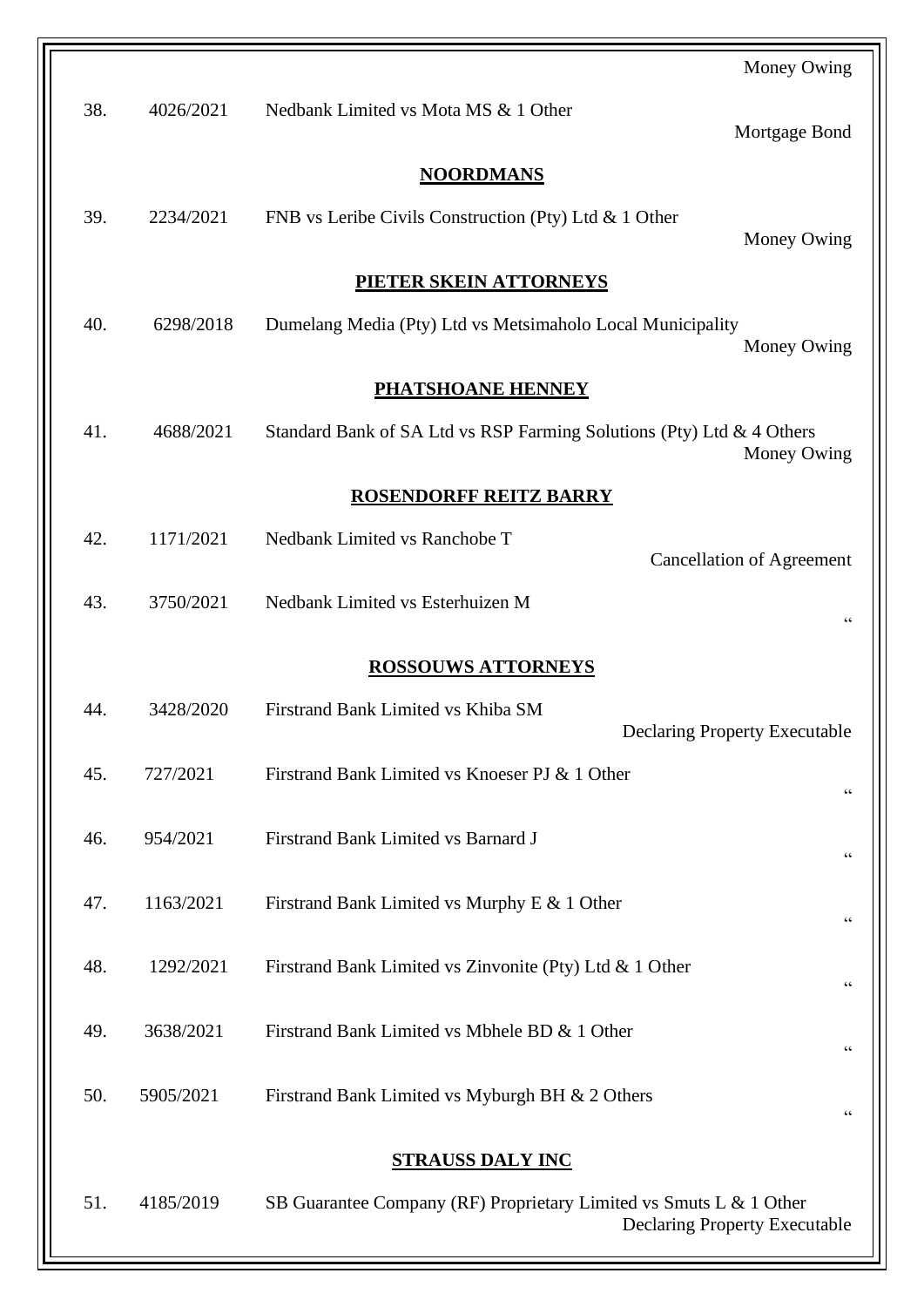Money Owing

| | | | |
|---|---|---|---|
| 38. | 4026/2021 | Nedbank Limited vs Mota MS & 1 Other | Mortgage Bond |

**NOORDMANS**

| | | | |
|---|---|---|---|
| 39. | 2234/2021 | FNB vs Leribe Civils Construction (Pty) Ltd & 1 Other | Money Owing |

**PIETER SKEIN ATTORNEYS**

| | | | |
|---|---|---|---|
| 40. | 6298/2018 | Dumelang Media (Pty) Ltd vs Metsimaholo Local Municipality | Money Owing |

**PHATSHOANE HENNEY**

| | | | |
|---|---|---|---|
| 41. | 4688/2021 | Standard Bank of SA Ltd vs RSP Farming Solutions (Pty) Ltd & 4 Others | Money Owing |

**ROSENDORFF REITZ BARRY**

| | | | |
|---|---|---|---|
| 42. | 1171/2021 | Nedbank Limited vs Ranchobe T | Cancellation of Agreement |
| 43. | 3750/2021 | Nedbank Limited vs Esterhuizen M | " |

**ROSSOUWS ATTORNEYS**

| | | | |
|---|---|---|---|
| 44. | 3428/2020 | Firstrand Bank Limited vs Khiba SM | Declaring Property Executable |
| 45. | 727/2021 | Firstrand Bank Limited vs Knoeser PJ & 1 Other | " |
| 46. | 954/2021 | Firstrand Bank Limited vs Barnard J | " |
| 47. | 1163/2021 | Firstrand Bank Limited vs Murphy E & 1 Other | " |
| 48. | 1292/2021 | Firstrand Bank Limited vs Zinvonite (Pty) Ltd & 1 Other | " |
| 49. | 3638/2021 | Firstrand Bank Limited vs Mbhele BD & 1 Other | " |
| 50. | 5905/2021 | Firstrand Bank Limited vs Myburgh BH & 2 Others | " |

**STRAUSS DALY INC**

| | | | |
|---|---|---|---|
| 51. | 4185/2019 | SB Guarantee Company (RF) Proprietary Limited vs Smuts L & 1 Other | Declaring Property Executable |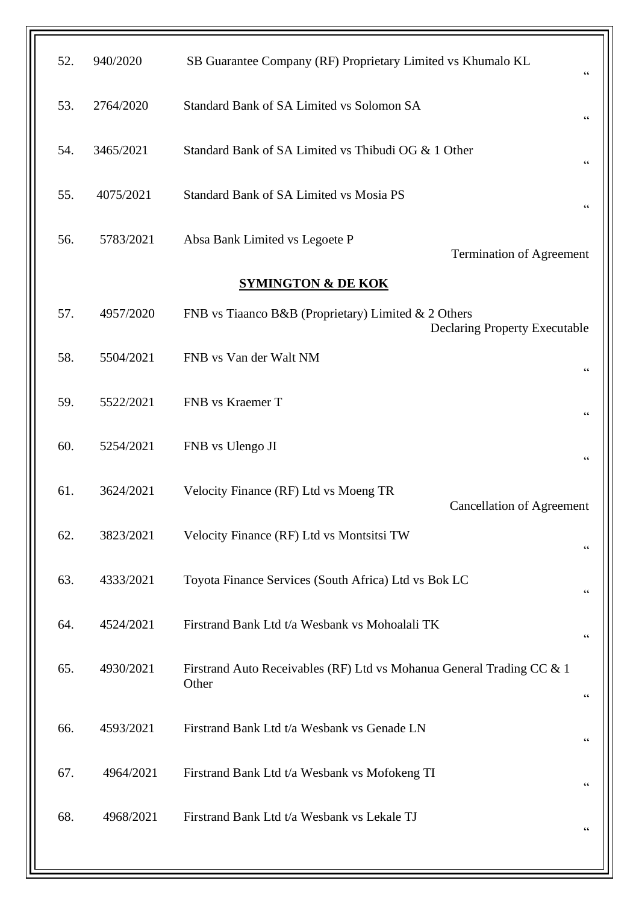| | | | |
|---|---|---|---|
| 52. | 940/2020 | SB Guarantee Company (RF) Proprietary Limited vs Khumalo KL | " |
| 53. | 2764/2020 | Standard Bank of SA Limited vs Solomon SA | " |
| 54. | 3465/2021 | Standard Bank of SA Limited vs Thibudi OG & 1 Other | " |
| 55. | 4075/2021 | Standard Bank of SA Limited vs Mosia PS | " |
| 56. | 5783/2021 | Absa Bank Limited vs Legoete P | Termination of Agreement |

**SYMINGTON & DE KOK**

| | | | |
|---|---|---|---|
| 57. | 4957/2020 | FNB vs Tiaanco B&B (Proprietary) Limited & 2 Others | Declaring Property Executable |
| 58. | 5504/2021 | FNB vs Van der Walt NM | " |
| 59. | 5522/2021 | FNB vs Kraemer T | " |
| 60. | 5254/2021 | FNB vs Ulengo JI | " |
| 61. | 3624/2021 | Velocity Finance (RF) Ltd vs Moeng TR | Cancellation of Agreement |
| 62. | 3823/2021 | Velocity Finance (RF) Ltd vs Montsitsi TW | " |
| 63. | 4333/2021 | Toyota Finance Services (South Africa) Ltd vs Bok LC | " |
| 64. | 4524/2021 | Firstrand Bank Ltd t/a Wesbank vs Mohoalali TK | " |
| 65. | 4930/2021 | Firstrand Auto Receivables (RF) Ltd vs Mohanua General Trading CC & 1 Other | " |
| 66. | 4593/2021 | Firstrand Bank Ltd t/a Wesbank vs Genade LN | " |
| 67. | 4964/2021 | Firstrand Bank Ltd t/a Wesbank vs Mofokeng TI | " |
| 68. | 4968/2021 | Firstrand Bank Ltd t/a Wesbank vs Lekale TJ | " |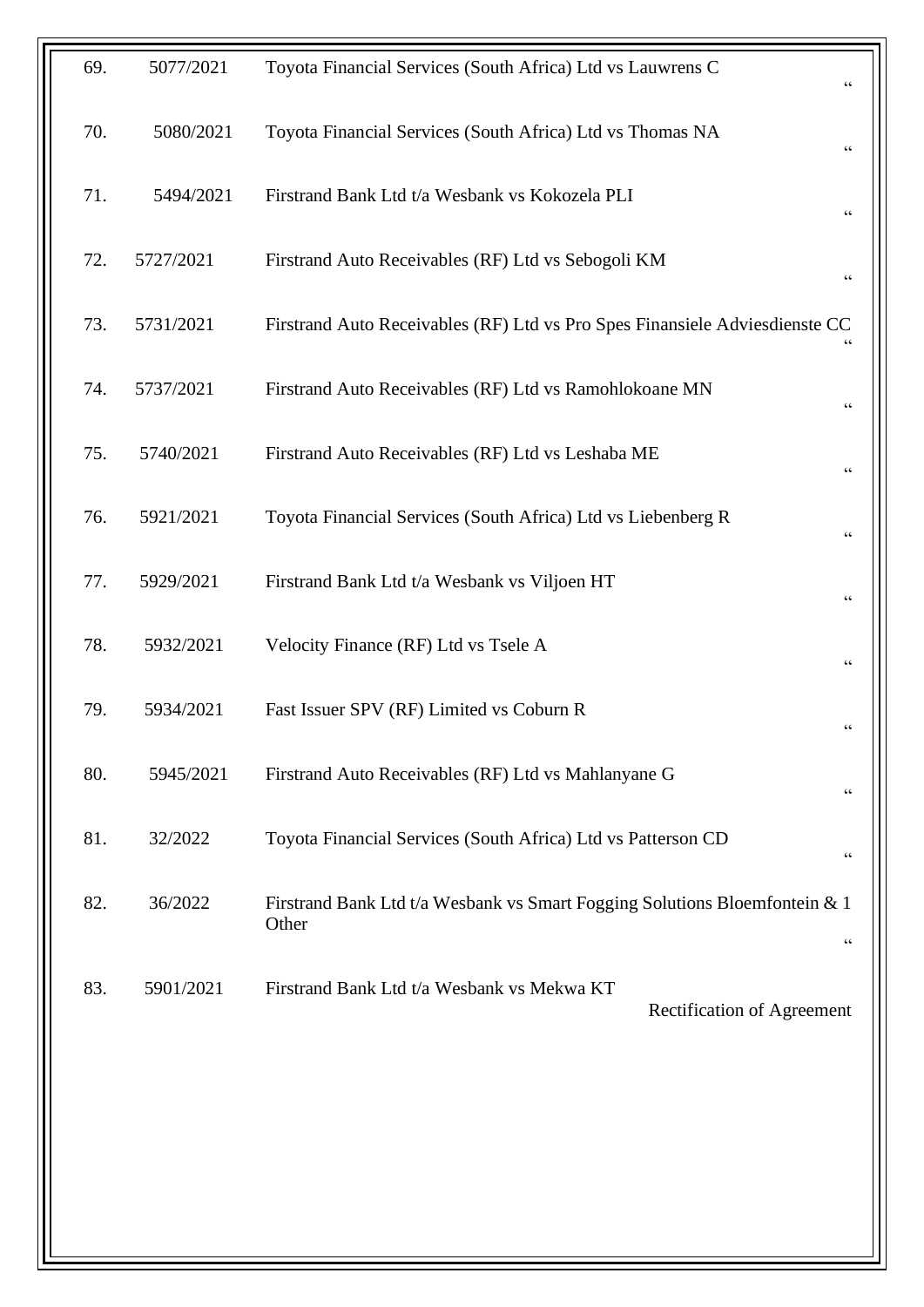| | | | |
|---|---|---|---|
| 69. | 5077/2021 | Toyota Financial Services (South Africa) Ltd vs Lauwrens C | “ |
| 70. | 5080/2021 | Toyota Financial Services (South Africa) Ltd vs Thomas NA | “ |
| 71. | 5494/2021 | Firstrand Bank Ltd t/a Wesbank vs Kokozela PLI | “ |
| 72. | 5727/2021 | Firstrand Auto Receivables (RF) Ltd vs Sebogoli KM | “ |
| 73. | 5731/2021 | Firstrand Auto Receivables (RF) Ltd vs Pro Spes Finansiele Adviesdienste CC | “ |
| 74. | 5737/2021 | Firstrand Auto Receivables (RF) Ltd vs Ramohlokoane MN | “ |
| 75. | 5740/2021 | Firstrand Auto Receivables (RF) Ltd vs Leshaba ME | “ |
| 76. | 5921/2021 | Toyota Financial Services (South Africa) Ltd vs Liebenberg R | “ |
| 77. | 5929/2021 | Firstrand Bank Ltd t/a Wesbank vs Viljoen HT | “ |
| 78. | 5932/2021 | Velocity Finance (RF) Ltd vs Tsele A | “ |
| 79. | 5934/2021 | Fast Issuer SPV (RF) Limited vs Coburn R | “ |
| 80. | 5945/2021 | Firstrand Auto Receivables (RF) Ltd vs Mahlanyane G | “ |
| 81. | 32/2022 | Toyota Financial Services (South Africa) Ltd vs Patterson CD | “ |
| 82. | 36/2022 | Firstrand Bank Ltd t/a Wesbank vs Smart Fogging Solutions Bloemfontein & 1 Other | “ |
| 83. | 5901/2021 | Firstrand Bank Ltd t/a Wesbank vs Mekwa KT | Rectification of Agreement |